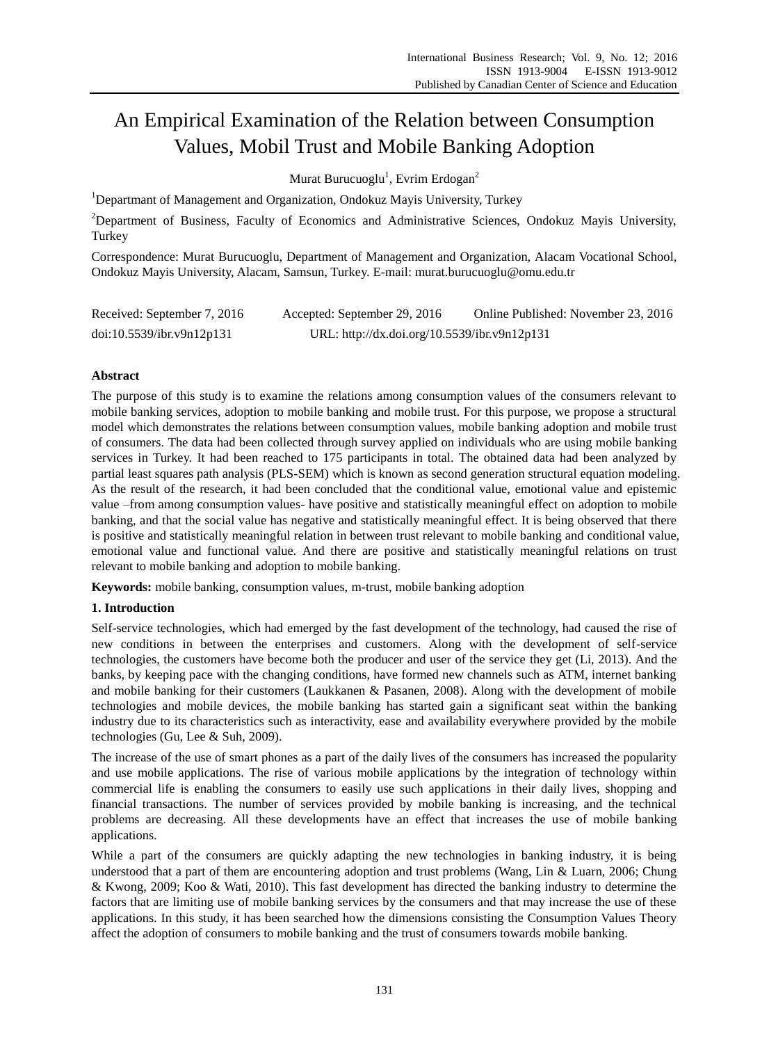# An Empirical Examination of the Relation between Consumption Values, Mobil Trust and Mobile Banking Adoption

Murat Burucuoglu[1], Evrim Erdogan[2]

[1]Departmant of Management and Organization, Ondokuz Mayis University, Turkey

[2]Department of Business, Faculty of Economics and Administrative Sciences, Ondokuz Mayis University, Turkey

Correspondence: Murat Burucuoglu, Department of Management and Organization, Alacam Vocational School, Ondokuz Mayis University, Alacam, Samsun, Turkey. E-mail: murat.burucuoglu@omu.edu.tr

Received: September 7, 2016 Accepted: September 29, 2016 Online Published: November 23, 2016

doi:10.5539/ibr.v9n12p131 URL: http://dx.doi.org/10.5539/ibr.v9n12p131

## Abstract

The purpose of this study is to examine the relations among consumption values of the consumers relevant to mobile banking services, adoption to mobile banking and mobile trust. For this purpose, we propose a structural model which demonstrates the relations between consumption values, mobile banking adoption and mobile trust of consumers. The data had been collected through survey applied on individuals who are using mobile banking services in Turkey. It had been reached to 175 participants in total. The obtained data had been analyzed by partial least squares path analysis (PLS-SEM) which is known as second generation structural equation modeling. As the result of the research, it had been concluded that the conditional value, emotional value and epistemic value –from among consumption values- have positive and statistically meaningful effect on adoption to mobile banking, and that the social value has negative and statistically meaningful effect. It is being observed that there is positive and statistically meaningful relation in between trust relevant to mobile banking and conditional value, emotional value and functional value. And there are positive and statistically meaningful relations on trust relevant to mobile banking and adoption to mobile banking.

**Keywords:** mobile banking, consumption values, m-trust, mobile banking adoption

## 1. Introduction

Self-service technologies, which had emerged by the fast development of the technology, had caused the rise of new conditions in between the enterprises and customers. Along with the development of self-service technologies, the customers have become both the producer and user of the service they get (Li, 2013). And the banks, by keeping pace with the changing conditions, have formed new channels such as ATM, internet banking and mobile banking for their customers (Laukkanen & Pasanen, 2008). Along with the development of mobile technologies and mobile devices, the mobile banking has started gain a significant seat within the banking industry due to its characteristics such as interactivity, ease and availability everywhere provided by the mobile technologies (Gu, Lee & Suh, 2009).

The increase of the use of smart phones as a part of the daily lives of the consumers has increased the popularity and use mobile applications. The rise of various mobile applications by the integration of technology within commercial life is enabling the consumers to easily use such applications in their daily lives, shopping and financial transactions. The number of services provided by mobile banking is increasing, and the technical problems are decreasing. All these developments have an effect that increases the use of mobile banking applications.

While a part of the consumers are quickly adapting the new technologies in banking industry, it is being understood that a part of them are encountering adoption and trust problems (Wang, Lin & Luarn, 2006; Chung & Kwong, 2009; Koo & Wati, 2010). This fast development has directed the banking industry to determine the factors that are limiting use of mobile banking services by the consumers and that may increase the use of these applications. In this study, it has been searched how the dimensions consisting the Consumption Values Theory affect the adoption of consumers to mobile banking and the trust of consumers towards mobile banking.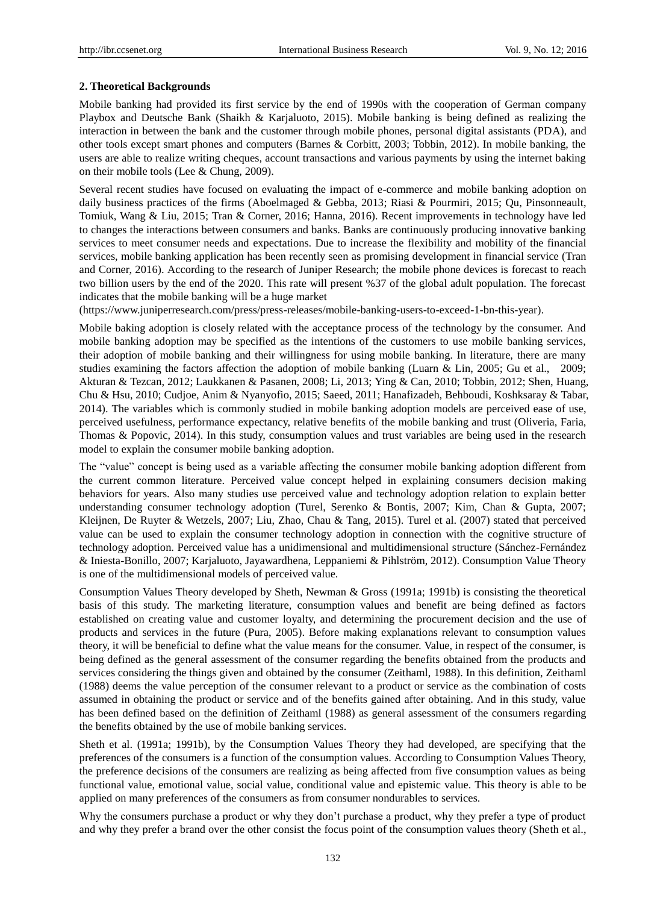## 2. Theoretical Backgrounds

Mobile banking had provided its first service by the end of 1990s with the cooperation of German company Playbox and Deutsche Bank (Shaikh & Karjaluoto, 2015). Mobile banking is being defined as realizing the interaction in between the bank and the customer through mobile phones, personal digital assistants (PDA), and other tools except smart phones and computers (Barnes & Corbitt, 2003; Tobbin, 2012). In mobile banking, the users are able to realize writing cheques, account transactions and various payments by using the internet baking on their mobile tools (Lee & Chung, 2009).

Several recent studies have focused on evaluating the impact of e-commerce and mobile banking adoption on daily business practices of the firms (Aboelmaged & Gebba, 2013; Riasi & Pourmiri, 2015; Qu, Pinsonneault, Tomiuk, Wang & Liu, 2015; Tran & Corner, 2016; Hanna, 2016). Recent improvements in technology have led to changes the interactions between consumers and banks. Banks are continuously producing innovative banking services to meet consumer needs and expectations. Due to increase the flexibility and mobility of the financial services, mobile banking application has been recently seen as promising development in financial service (Tran and Corner, 2016). According to the research of Juniper Research; the mobile phone devices is forecast to reach two billion users by the end of the 2020. This rate will present %37 of the global adult population. The forecast indicates that the mobile banking will be a huge market (https://www.juniperresearch.com/press/press-releases/mobile-banking-users-to-exceed-1-bn-this-year).

Mobile baking adoption is closely related with the acceptance process of the technology by the consumer. And mobile banking adoption may be specified as the intentions of the customers to use mobile banking services, their adoption of mobile banking and their willingness for using mobile banking. In literature, there are many studies examining the factors affection the adoption of mobile banking (Luarn & Lin, 2005; Gu et al., 2009; Akturan & Tezcan, 2012; Laukkanen & Pasanen, 2008; Li, 2013; Ying & Can, 2010; Tobbin, 2012; Shen, Huang, Chu & Hsu, 2010; Cudjoe, Anim & Nyanyofio, 2015; Saeed, 2011; Hanafizadeh, Behboudi, Koshksaray & Tabar, 2014). The variables which is commonly studied in mobile banking adoption models are perceived ease of use, perceived usefulness, performance expectancy, relative benefits of the mobile banking and trust (Oliveria, Faria, Thomas & Popovic, 2014). In this study, consumption values and trust variables are being used in the research model to explain the consumer mobile banking adoption.

The "value" concept is being used as a variable affecting the consumer mobile banking adoption different from the current common literature. Perceived value concept helped in explaining consumers decision making behaviors for years. Also many studies use perceived value and technology adoption relation to explain better understanding consumer technology adoption (Turel, Serenko & Bontis, 2007; Kim, Chan & Gupta, 2007; Kleijnen, De Ruyter & Wetzels, 2007; Liu, Zhao, Chau & Tang, 2015). Turel et al. (2007) stated that perceived value can be used to explain the consumer technology adoption in connection with the cognitive structure of technology adoption. Perceived value has a unidimensional and multidimensional structure (Sánchez-Fernández & Iniesta-Bonillo, 2007; Karjaluoto, Jayawardhena, Leppaniemi & Pihlström, 2012). Consumption Value Theory is one of the multidimensional models of perceived value.

Consumption Values Theory developed by Sheth, Newman & Gross (1991a; 1991b) is consisting the theoretical basis of this study. The marketing literature, consumption values and benefit are being defined as factors established on creating value and customer loyalty, and determining the procurement decision and the use of products and services in the future (Pura, 2005). Before making explanations relevant to consumption values theory, it will be beneficial to define what the value means for the consumer. Value, in respect of the consumer, is being defined as the general assessment of the consumer regarding the benefits obtained from the products and services considering the things given and obtained by the consumer (Zeithaml, 1988). In this definition, Zeithaml (1988) deems the value perception of the consumer relevant to a product or service as the combination of costs assumed in obtaining the product or service and of the benefits gained after obtaining. And in this study, value has been defined based on the definition of Zeithaml (1988) as general assessment of the consumers regarding the benefits obtained by the use of mobile banking services.

Sheth et al. (1991a; 1991b), by the Consumption Values Theory they had developed, are specifying that the preferences of the consumers is a function of the consumption values. According to Consumption Values Theory, the preference decisions of the consumers are realizing as being affected from five consumption values as being functional value, emotional value, social value, conditional value and epistemic value. This theory is able to be applied on many preferences of the consumers as from consumer nondurables to services.

Why the consumers purchase a product or why they don't purchase a product, why they prefer a type of product and why they prefer a brand over the other consist the focus point of the consumption values theory (Sheth et al.,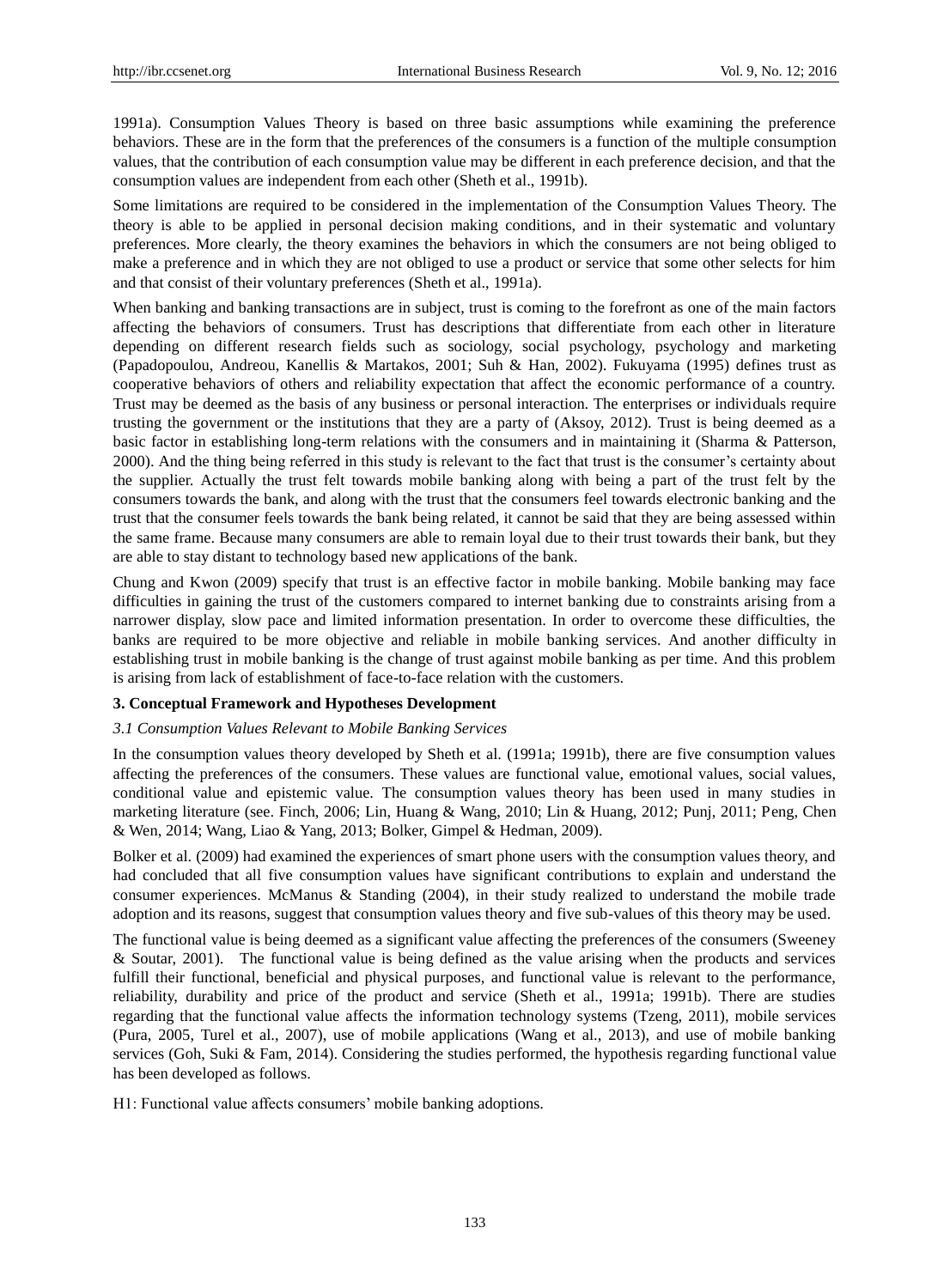1991a). Consumption Values Theory is based on three basic assumptions while examining the preference behaviors. These are in the form that the preferences of the consumers is a function of the multiple consumption values, that the contribution of each consumption value may be different in each preference decision, and that the consumption values are independent from each other (Sheth et al., 1991b).

Some limitations are required to be considered in the implementation of the Consumption Values Theory. The theory is able to be applied in personal decision making conditions, and in their systematic and voluntary preferences. More clearly, the theory examines the behaviors in which the consumers are not being obliged to make a preference and in which they are not obliged to use a product or service that some other selects for him and that consist of their voluntary preferences (Sheth et al., 1991a).

When banking and banking transactions are in subject, trust is coming to the forefront as one of the main factors affecting the behaviors of consumers. Trust has descriptions that differentiate from each other in literature depending on different research fields such as sociology, social psychology, psychology and marketing (Papadopoulou, Andreou, Kanellis & Martakos, 2001; Suh & Han, 2002). Fukuyama (1995) defines trust as cooperative behaviors of others and reliability expectation that affect the economic performance of a country. Trust may be deemed as the basis of any business or personal interaction. The enterprises or individuals require trusting the government or the institutions that they are a party of (Aksoy, 2012). Trust is being deemed as a basic factor in establishing long-term relations with the consumers and in maintaining it (Sharma & Patterson, 2000). And the thing being referred in this study is relevant to the fact that trust is the consumer's certainty about the supplier. Actually the trust felt towards mobile banking along with being a part of the trust felt by the consumers towards the bank, and along with the trust that the consumers feel towards electronic banking and the trust that the consumer feels towards the bank being related, it cannot be said that they are being assessed within the same frame. Because many consumers are able to remain loyal due to their trust towards their bank, but they are able to stay distant to technology based new applications of the bank.

Chung and Kwon (2009) specify that trust is an effective factor in mobile banking. Mobile banking may face difficulties in gaining the trust of the customers compared to internet banking due to constraints arising from a narrower display, slow pace and limited information presentation. In order to overcome these difficulties, the banks are required to be more objective and reliable in mobile banking services. And another difficulty in establishing trust in mobile banking is the change of trust against mobile banking as per time. And this problem is arising from lack of establishment of face-to-face relation with the customers.

## 3. Conceptual Framework and Hypotheses Development

### *3.1 Consumption Values Relevant to Mobile Banking Services*

In the consumption values theory developed by Sheth et al. (1991a; 1991b), there are five consumption values affecting the preferences of the consumers. These values are functional value, emotional values, social values, conditional value and epistemic value. The consumption values theory has been used in many studies in marketing literature (see. Finch, 2006; Lin, Huang & Wang, 2010; Lin & Huang, 2012; Punj, 2011; Peng, Chen & Wen, 2014; Wang, Liao & Yang, 2013; Bolker, Gimpel & Hedman, 2009).

Bolker et al. (2009) had examined the experiences of smart phone users with the consumption values theory, and had concluded that all five consumption values have significant contributions to explain and understand the consumer experiences. McManus & Standing (2004), in their study realized to understand the mobile trade adoption and its reasons, suggest that consumption values theory and five sub-values of this theory may be used.

The functional value is being deemed as a significant value affecting the preferences of the consumers (Sweeney & Soutar, 2001). The functional value is being defined as the value arising when the products and services fulfill their functional, beneficial and physical purposes, and functional value is relevant to the performance, reliability, durability and price of the product and service (Sheth et al., 1991a; 1991b). There are studies regarding that the functional value affects the information technology systems (Tzeng, 2011), mobile services (Pura, 2005, Turel et al., 2007), use of mobile applications (Wang et al., 2013), and use of mobile banking services (Goh, Suki & Fam, 2014). Considering the studies performed, the hypothesis regarding functional value has been developed as follows.

H1: Functional value affects consumers' mobile banking adoptions.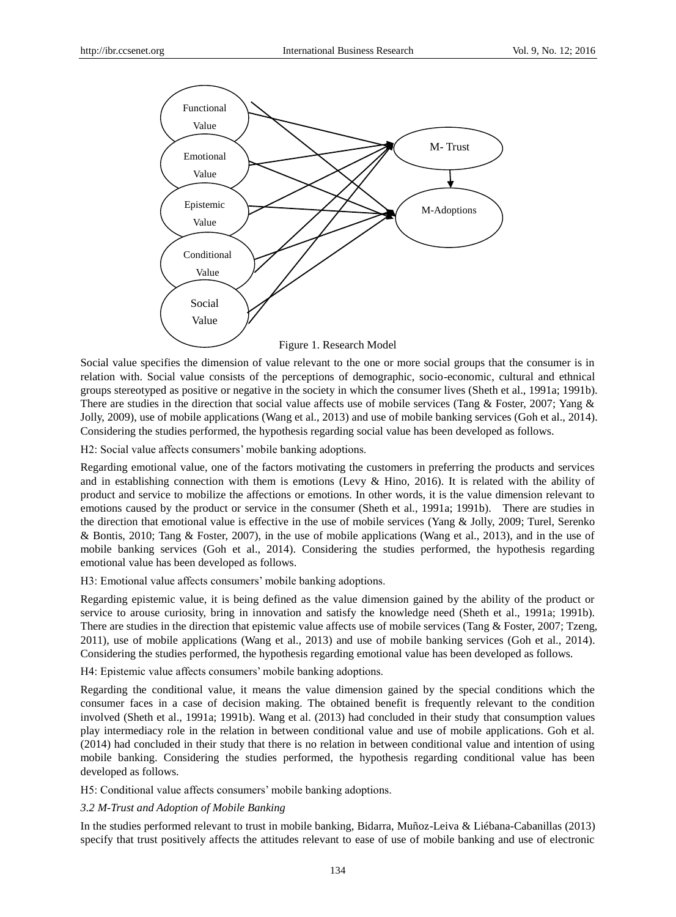Figure 1. Research Model

Social value specifies the dimension of value relevant to the one or more social groups that the consumer is in relation with. Social value consists of the perceptions of demographic, socio-economic, cultural and ethnical groups stereotyped as positive or negative in the society in which the consumer lives (Sheth et al., 1991a; 1991b). There are studies in the direction that social value affects use of mobile services (Tang & Foster, 2007; Yang & Jolly, 2009), use of mobile applications (Wang et al., 2013) and use of mobile banking services (Goh et al., 2014). Considering the studies performed, the hypothesis regarding social value has been developed as follows.

H2: Social value affects consumers' mobile banking adoptions.

Regarding emotional value, one of the factors motivating the customers in preferring the products and services and in establishing connection with them is emotions (Levy & Hino, 2016). It is related with the ability of product and service to mobilize the affections or emotions. In other words, it is the value dimension relevant to emotions caused by the product or service in the consumer (Sheth et al., 1991a; 1991b). There are studies in the direction that emotional value is effective in the use of mobile services (Yang & Jolly, 2009; Turel, Serenko & Bontis, 2010; Tang & Foster, 2007), in the use of mobile applications (Wang et al., 2013), and in the use of mobile banking services (Goh et al., 2014). Considering the studies performed, the hypothesis regarding emotional value has been developed as follows.

H3: Emotional value affects consumers' mobile banking adoptions.

Regarding epistemic value, it is being defined as the value dimension gained by the ability of the product or service to arouse curiosity, bring in innovation and satisfy the knowledge need (Sheth et al., 1991a; 1991b). There are studies in the direction that epistemic value affects use of mobile services (Tang & Foster, 2007; Tzeng, 2011), use of mobile applications (Wang et al., 2013) and use of mobile banking services (Goh et al., 2014). Considering the studies performed, the hypothesis regarding emotional value has been developed as follows.

H4: Epistemic value affects consumers' mobile banking adoptions.

Regarding the conditional value, it means the value dimension gained by the special conditions which the consumer faces in a case of decision making. The obtained benefit is frequently relevant to the condition involved (Sheth et al., 1991a; 1991b). Wang et al. (2013) had concluded in their study that consumption values play intermediacy role in the relation in between conditional value and use of mobile applications. Goh et al. (2014) had concluded in their study that there is no relation in between conditional value and intention of using mobile banking. Considering the studies performed, the hypothesis regarding conditional value has been developed as follows.

H5: Conditional value affects consumers' mobile banking adoptions.

### *3.2 M-Trust and Adoption of Mobile Banking*

In the studies performed relevant to trust in mobile banking, Bidarra, Muñoz-Leiva & Liébana-Cabanillas (2013) specify that trust positively affects the attitudes relevant to ease of use of mobile banking and use of electronic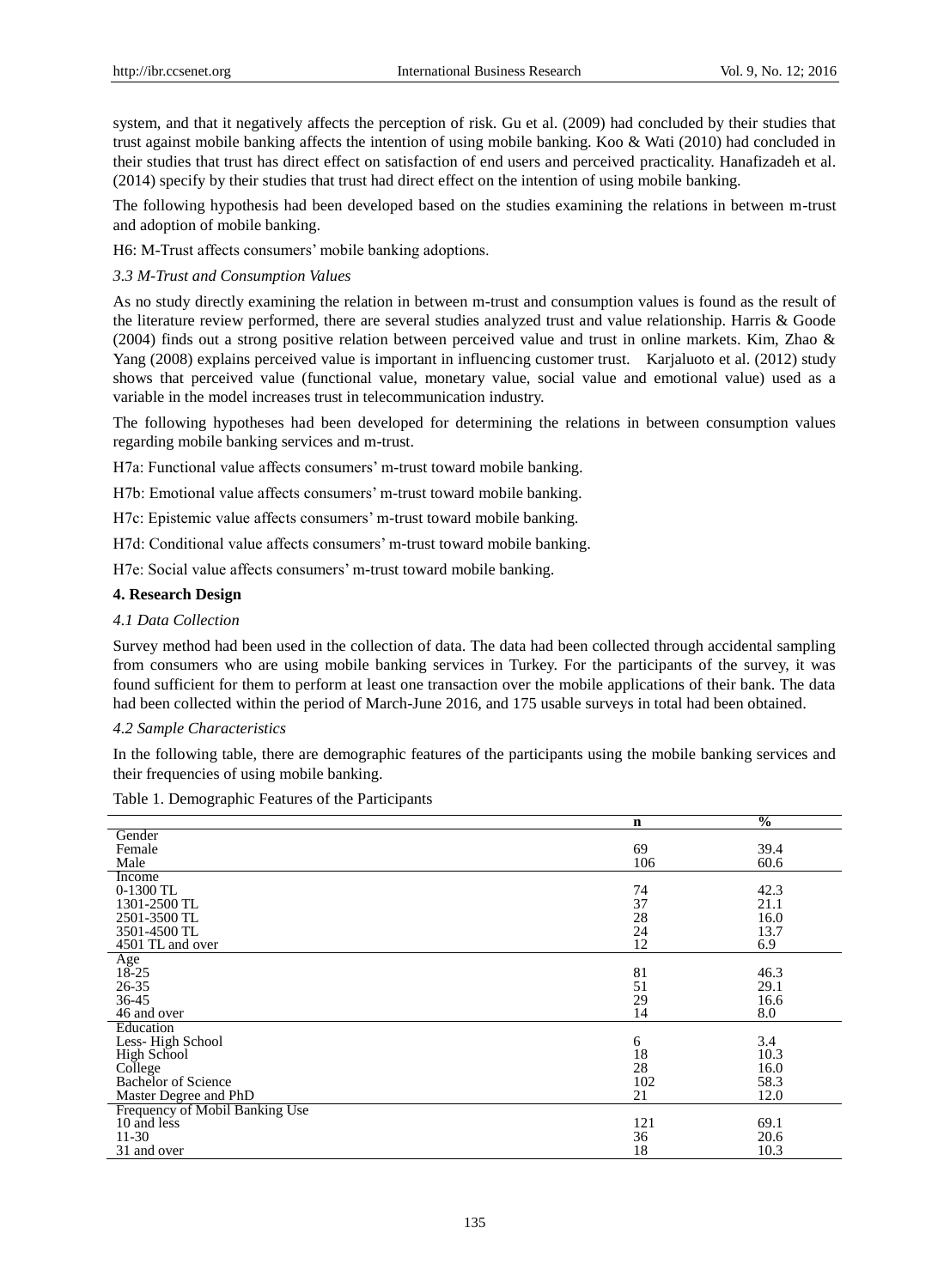system, and that it negatively affects the perception of risk. Gu et al. (2009) had concluded by their studies that trust against mobile banking affects the intention of using mobile banking. Koo & Wati (2010) had concluded in their studies that trust has direct effect on satisfaction of end users and perceived practicality. Hanafizadeh et al. (2014) specify by their studies that trust had direct effect on the intention of using mobile banking.

The following hypothesis had been developed based on the studies examining the relations in between m-trust and adoption of mobile banking.

H6: M-Trust affects consumers' mobile banking adoptions.

### *3.3 M-Trust and Consumption Values*

As no study directly examining the relation in between m-trust and consumption values is found as the result of the literature review performed, there are several studies analyzed trust and value relationship. Harris & Goode (2004) finds out a strong positive relation between perceived value and trust in online markets. Kim, Zhao & Yang (2008) explains perceived value is important in influencing customer trust. Karjaluoto et al. (2012) study shows that perceived value (functional value, monetary value, social value and emotional value) used as a variable in the model increases trust in telecommunication industry.

The following hypotheses had been developed for determining the relations in between consumption values regarding mobile banking services and m-trust.

H7a: Functional value affects consumers' m-trust toward mobile banking.

H7b: Emotional value affects consumers' m-trust toward mobile banking.

H7c: Epistemic value affects consumers' m-trust toward mobile banking.

H7d: Conditional value affects consumers' m-trust toward mobile banking.

H7e: Social value affects consumers' m-trust toward mobile banking.

## 4. Research Design

### *4.1 Data Collection*

Survey method had been used in the collection of data. The data had been collected through accidental sampling from consumers who are using mobile banking services in Turkey. For the participants of the survey, it was found sufficient for them to perform at least one transaction over the mobile applications of their bank. The data had been collected within the period of March-June 2016, and 175 usable surveys in total had been obtained.

### *4.2 Sample Characteristics*

In the following table, there are demographic features of the participants using the mobile banking services and their frequencies of using mobile banking.

Table 1. Demographic Features of the Participants

| | n | % |
|---|---|---|
| Gender | | |
| Female | 69 | 39.4 |
| Male | 106 | 60.6 |
| Income | | |
| 0-1300 TL | 74 | 42.3 |
| 1301-2500 TL | 37 | 21.1 |
| 2501-3500 TL | 28 | 16.0 |
| 3501-4500 TL | 24 | 13.7 |
| 4501 TL and over | 12 | 6.9 |
| Age | | |
| 18-25 | 81 | 46.3 |
| 26-35 | 51 | 29.1 |
| 36-45 | 29 | 16.6 |
| 46 and over | 14 | 8.0 |
| Education | | |
| Less- High School | 6 | 3.4 |
| High School | 18 | 10.3 |
| College | 28 | 16.0 |
| Bachelor of Science | 102 | 58.3 |
| Master Degree and PhD | 21 | 12.0 |
| Frequency of Mobil Banking Use | | |
| 10 and less | 121 | 69.1 |
| 11-30 | 36 | 20.6 |
| 31 and over | 18 | 10.3 |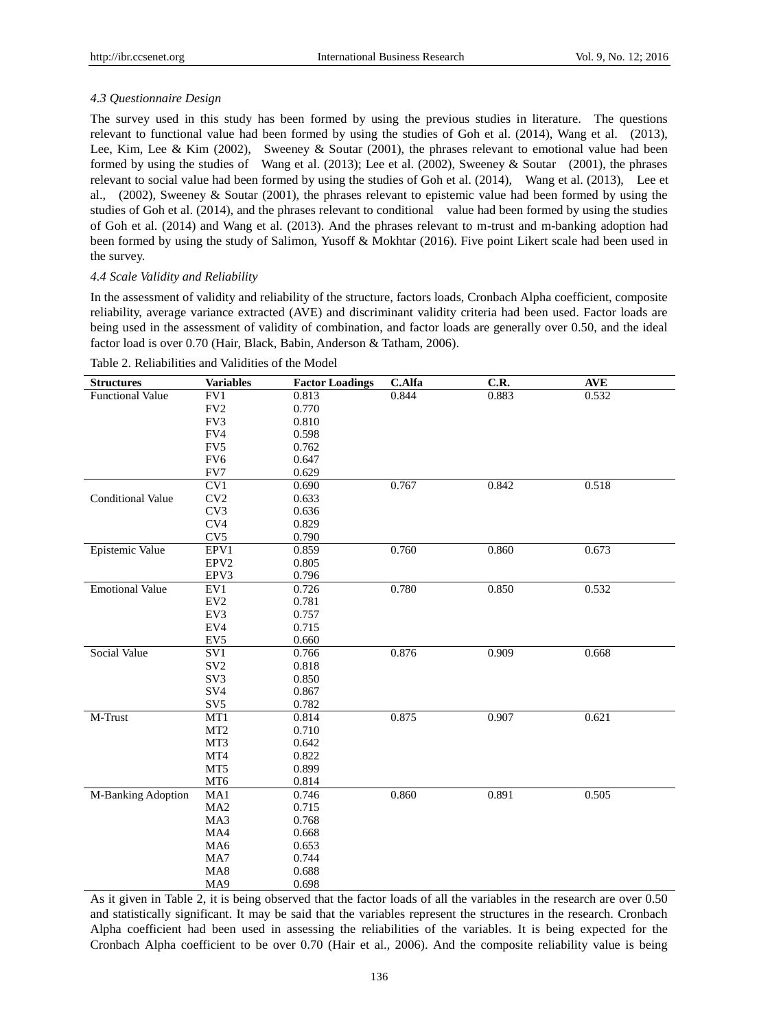### 4.3 Questionnaire Design

The survey used in this study has been formed by using the previous studies in literature. The questions relevant to functional value had been formed by using the studies of Goh et al. (2014), Wang et al. (2013), Lee, Kim, Lee & Kim (2002), Sweeney & Soutar (2001), the phrases relevant to emotional value had been formed by using the studies of Wang et al. (2013); Lee et al. (2002), Sweeney & Soutar (2001), the phrases relevant to social value had been formed by using the studies of Goh et al. (2014), Wang et al. (2013), Lee et al., (2002), Sweeney & Soutar (2001), the phrases relevant to epistemic value had been formed by using the studies of Goh et al. (2014), and the phrases relevant to conditional value had been formed by using the studies of Goh et al. (2014) and Wang et al. (2013). And the phrases relevant to m-trust and m-banking adoption had been formed by using the study of Salimon, Yusoff & Mokhtar (2016). Five point Likert scale had been used in the survey.

### 4.4 Scale Validity and Reliability

In the assessment of validity and reliability of the structure, factors loads, Cronbach Alpha coefficient, composite reliability, average variance extracted (AVE) and discriminant validity criteria had been used. Factor loads are being used in the assessment of validity of combination, and factor loads are generally over 0.50, and the ideal factor load is over 0.70 (Hair, Black, Babin, Anderson & Tatham, 2006).

Table 2. Reliabilities and Validities of the Model

| Structures | Variables | Factor Loadings | C.Alfa | C.R. | AVE |
|---|---|---|---|---|---|
| Functional Value | FV1 | 0.813 | 0.844 | 0.883 | 0.532 |
| | FV2 | 0.770 | | | |
| | FV3 | 0.810 | | | |
| | FV4 | 0.598 | | | |
| | FV5 | 0.762 | | | |
| | FV6 | 0.647 | | | |
| | FV7 | 0.629 | | | |
| | CV1 | 0.690 | 0.767 | 0.842 | 0.518 |
| Conditional Value | CV2 | 0.633 | | | |
| | CV3 | 0.636 | | | |
| | CV4 | 0.829 | | | |
| | CV5 | 0.790 | | | |
| Epistemic Value | EPV1 | 0.859 | 0.760 | 0.860 | 0.673 |
| | EPV2 | 0.805 | | | |
| | EPV3 | 0.796 | | | |
| Emotional Value | EV1 | 0.726 | 0.780 | 0.850 | 0.532 |
| | EV2 | 0.781 | | | |
| | EV3 | 0.757 | | | |
| | EV4 | 0.715 | | | |
| | EV5 | 0.660 | | | |
| Social Value | SV1 | 0.766 | 0.876 | 0.909 | 0.668 |
| | SV2 | 0.818 | | | |
| | SV3 | 0.850 | | | |
| | SV4 | 0.867 | | | |
| | SV5 | 0.782 | | | |
| M-Trust | MT1 | 0.814 | 0.875 | 0.907 | 0.621 |
| | MT2 | 0.710 | | | |
| | MT3 | 0.642 | | | |
| | MT4 | 0.822 | | | |
| | MT5 | 0.899 | | | |
| | MT6 | 0.814 | | | |
| M-Banking Adoption | MA1 | 0.746 | 0.860 | 0.891 | 0.505 |
| | MA2 | 0.715 | | | |
| | MA3 | 0.768 | | | |
| | MA4 | 0.668 | | | |
| | MA6 | 0.653 | | | |
| | MA7 | 0.744 | | | |
| | MA8 | 0.688 | | | |
| | MA9 | 0.698 | | | |

As it given in Table 2, it is being observed that the factor loads of all the variables in the research are over 0.50 and statistically significant. It may be said that the variables represent the structures in the research. Cronbach Alpha coefficient had been used in assessing the reliabilities of the variables. It is being expected for the Cronbach Alpha coefficient to be over 0.70 (Hair et al., 2006). And the composite reliability value is being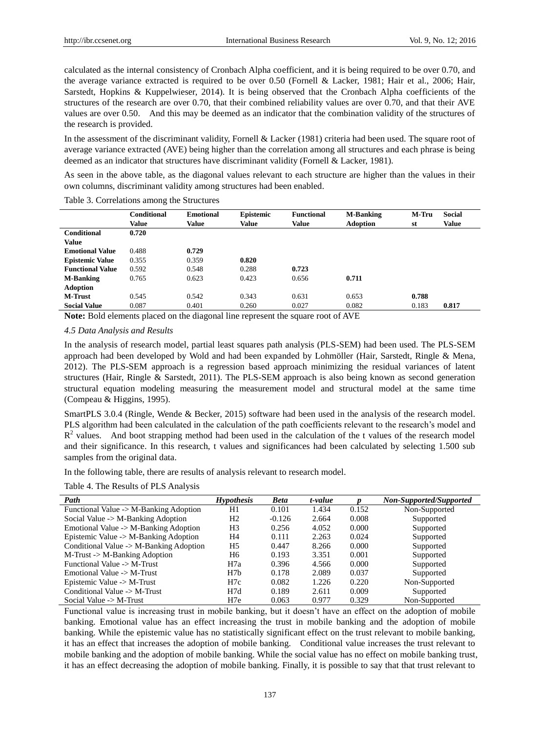calculated as the internal consistency of Cronbach Alpha coefficient, and it is being required to be over 0.70, and the average variance extracted is required to be over 0.50 (Fornell & Lacker, 1981; Hair et al., 2006; Hair, Sarstedt, Hopkins & Kuppelwieser, 2014). It is being observed that the Cronbach Alpha coefficients of the structures of the research are over 0.70, that their combined reliability values are over 0.70, and that their AVE values are over 0.50. And this may be deemed as an indicator that the combination validity of the structures of the research is provided.

In the assessment of the discriminant validity, Fornell & Lacker (1981) criteria had been used. The square root of average variance extracted (AVE) being higher than the correlation among all structures and each phrase is being deemed as an indicator that structures have discriminant validity (Fornell & Lacker, 1981).

As seen in the above table, as the diagonal values relevant to each structure are higher than the values in their own columns, discriminant validity among structures had been enabled.

Table 3. Correlations among the Structures

| | Conditional Value | Emotional Value | Epistemic Value | Functional Value | M-Banking Adoption | M-Trust | Social Value |
|---|---|---|---|---|---|---|---|
| **Conditional Value** | **0.720** | | | | | | |
| **Emotional Value** | 0.488 | **0.729** | | | | | |
| **Epistemic Value** | 0.355 | 0.359 | **0.820** | | | | |
| **Functional Value** | 0.592 | 0.548 | 0.288 | **0.723** | | | |
| **M-Banking Adoption** | 0.765 | 0.623 | 0.423 | 0.656 | **0.711** | | |
| **M-Trust** | 0.545 | 0.542 | 0.343 | 0.631 | 0.653 | **0.788** | |
| **Social Value** | 0.087 | 0.401 | 0.260 | 0.027 | 0.082 | 0.183 | **0.817** |

**Note:** Bold elements placed on the diagonal line represent the square root of AVE

*4.5 Data Analysis and Results*

In the analysis of research model, partial least squares path analysis (PLS-SEM) had been used. The PLS-SEM approach had been developed by Wold and had been expanded by Lohmöller (Hair, Sarstedt, Ringle & Mena, 2012). The PLS-SEM approach is a regression based approach minimizing the residual variances of latent structures (Hair, Ringle & Sarstedt, 2011). The PLS-SEM approach is also being known as second generation structural equation modeling measuring the measurement model and structural model at the same time (Compeau & Higgins, 1995).

SmartPLS 3.0.4 (Ringle, Wende & Becker, 2015) software had been used in the analysis of the research model. PLS algorithm had been calculated in the calculation of the path coefficients relevant to the research's model and $R^2$ values. And boot strapping method had been used in the calculation of the t values of the research model and their significance. In this research, t values and significances had been calculated by selecting 1.500 sub samples from the original data.

In the following table, there are results of analysis relevant to research model.

Table 4. The Results of PLS Analysis

| *Path* | *Hypothesis* | *Beta* | *t-value* | *p* | *Non-Supported/Supported* |
|---|---|---|---|---|---|
| Functional Value -> M-Banking Adoption | H1 | 0.101 | 1.434 | 0.152 | Non-Supported |
| Social Value -> M-Banking Adoption | H2 | -0.126 | 2.664 | 0.008 | Supported |
| Emotional Value -> M-Banking Adoption | H3 | 0.256 | 4.052 | 0.000 | Supported |
| Epistemic Value -> M-Banking Adoption | H4 | 0.111 | 2.263 | 0.024 | Supported |
| Conditional Value -> M-Banking Adoption | H5 | 0.447 | 8.266 | 0.000 | Supported |
| M-Trust -> M-Banking Adoption | H6 | 0.193 | 3.351 | 0.001 | Supported |
| Functional Value -> M-Trust | H7a | 0.396 | 4.566 | 0.000 | Supported |
| Emotional Value -> M-Trust | H7b | 0.178 | 2.089 | 0.037 | Supported |
| Epistemic Value -> M-Trust | H7c | 0.082 | 1.226 | 0.220 | Non-Supported |
| Conditional Value -> M-Trust | H7d | 0.189 | 2.611 | 0.009 | Supported |
| Social Value -> M-Trust | H7e | 0.063 | 0.977 | 0.329 | Non-Supported |

Functional value is increasing trust in mobile banking, but it doesn't have an effect on the adoption of mobile banking. Emotional value has an effect increasing the trust in mobile banking and the adoption of mobile banking. While the epistemic value has no statistically significant effect on the trust relevant to mobile banking, it has an effect that increases the adoption of mobile banking. Conditional value increases the trust relevant to mobile banking and the adoption of mobile banking. While the social value has no effect on mobile banking trust, it has an effect decreasing the adoption of mobile banking. Finally, it is possible to say that that trust relevant to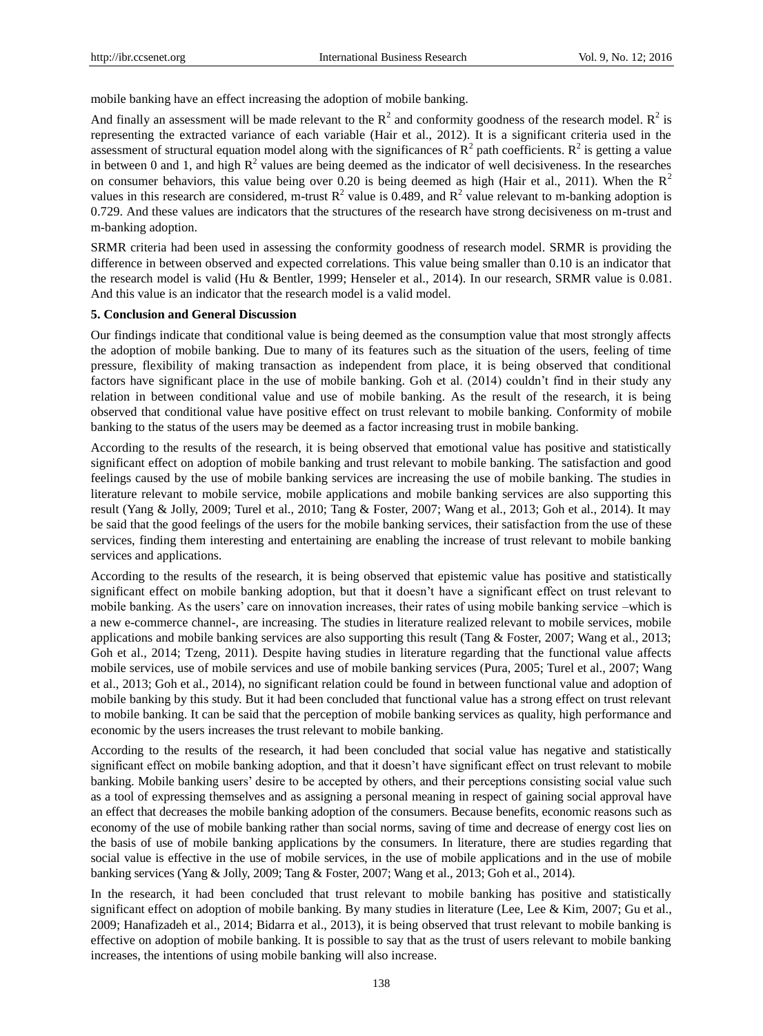mobile banking have an effect increasing the adoption of mobile banking.

And finally an assessment will be made relevant to the $R^2$ and conformity goodness of the research model. $R^2$ is representing the extracted variance of each variable (Hair et al., 2012). It is a significant criteria used in the assessment of structural equation model along with the significances of $R^2$ path coefficients. $R^2$ is getting a value in between 0 and 1, and high $R^2$ values are being deemed as the indicator of well decisiveness. In the researches on consumer behaviors, this value being over 0.20 is being deemed as high (Hair et al., 2011). When the $R^2$ values in this research are considered, m-trust $R^2$ value is 0.489, and $R^2$ value relevant to m-banking adoption is 0.729. And these values are indicators that the structures of the research have strong decisiveness on m-trust and m-banking adoption.

SRMR criteria had been used in assessing the conformity goodness of research model. SRMR is providing the difference in between observed and expected correlations. This value being smaller than 0.10 is an indicator that the research model is valid (Hu & Bentler, 1999; Henseler et al., 2014). In our research, SRMR value is 0.081. And this value is an indicator that the research model is a valid model.

**5. Conclusion and General Discussion**

Our findings indicate that conditional value is being deemed as the consumption value that most strongly affects the adoption of mobile banking. Due to many of its features such as the situation of the users, feeling of time pressure, flexibility of making transaction as independent from place, it is being observed that conditional factors have significant place in the use of mobile banking. Goh et al. (2014) couldn't find in their study any relation in between conditional value and use of mobile banking. As the result of the research, it is being observed that conditional value have positive effect on trust relevant to mobile banking. Conformity of mobile banking to the status of the users may be deemed as a factor increasing trust in mobile banking.

According to the results of the research, it is being observed that emotional value has positive and statistically significant effect on adoption of mobile banking and trust relevant to mobile banking. The satisfaction and good feelings caused by the use of mobile banking services are increasing the use of mobile banking. The studies in literature relevant to mobile service, mobile applications and mobile banking services are also supporting this result (Yang & Jolly, 2009; Turel et al., 2010; Tang & Foster, 2007; Wang et al., 2013; Goh et al., 2014). It may be said that the good feelings of the users for the mobile banking services, their satisfaction from the use of these services, finding them interesting and entertaining are enabling the increase of trust relevant to mobile banking services and applications.

According to the results of the research, it is being observed that epistemic value has positive and statistically significant effect on mobile banking adoption, but that it doesn't have a significant effect on trust relevant to mobile banking. As the users' care on innovation increases, their rates of using mobile banking service –which is a new e-commerce channel-, are increasing. The studies in literature realized relevant to mobile services, mobile applications and mobile banking services are also supporting this result (Tang & Foster, 2007; Wang et al., 2013; Goh et al., 2014; Tzeng, 2011). Despite having studies in literature regarding that the functional value affects mobile services, use of mobile services and use of mobile banking services (Pura, 2005; Turel et al., 2007; Wang et al., 2013; Goh et al., 2014), no significant relation could be found in between functional value and adoption of mobile banking by this study. But it had been concluded that functional value has a strong effect on trust relevant to mobile banking. It can be said that the perception of mobile banking services as quality, high performance and economic by the users increases the trust relevant to mobile banking.

According to the results of the research, it had been concluded that social value has negative and statistically significant effect on mobile banking adoption, and that it doesn't have significant effect on trust relevant to mobile banking. Mobile banking users' desire to be accepted by others, and their perceptions consisting social value such as a tool of expressing themselves and as assigning a personal meaning in respect of gaining social approval have an effect that decreases the mobile banking adoption of the consumers. Because benefits, economic reasons such as economy of the use of mobile banking rather than social norms, saving of time and decrease of energy cost lies on the basis of use of mobile banking applications by the consumers. In literature, there are studies regarding that social value is effective in the use of mobile services, in the use of mobile applications and in the use of mobile banking services (Yang & Jolly, 2009; Tang & Foster, 2007; Wang et al., 2013; Goh et al., 2014).

In the research, it had been concluded that trust relevant to mobile banking has positive and statistically significant effect on adoption of mobile banking. By many studies in literature (Lee, Lee & Kim, 2007; Gu et al., 2009; Hanafizadeh et al., 2014; Bidarra et al., 2013), it is being observed that trust relevant to mobile banking is effective on adoption of mobile banking. It is possible to say that as the trust of users relevant to mobile banking increases, the intentions of using mobile banking will also increase.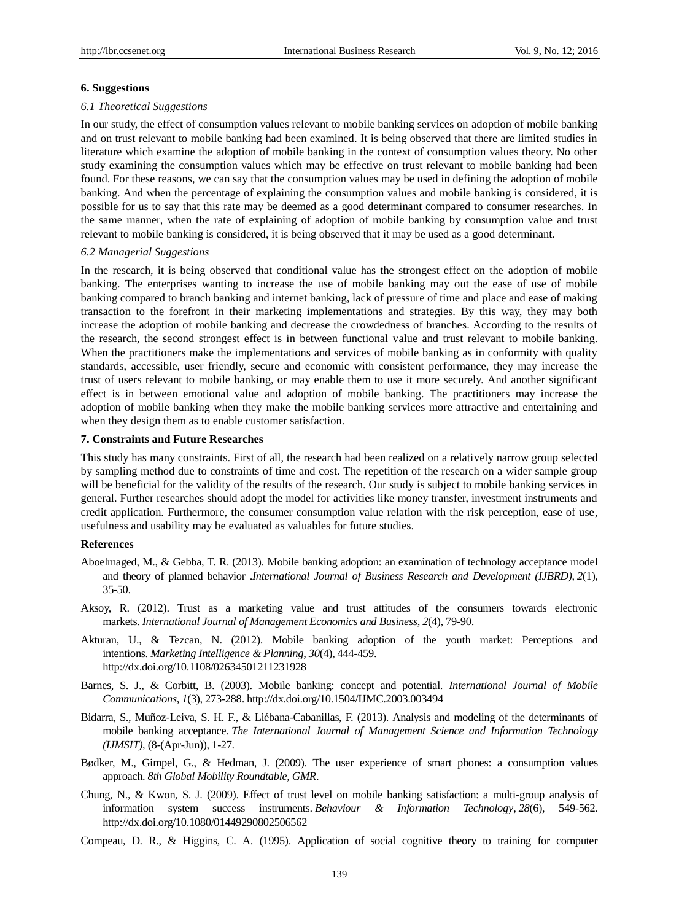## 6. Suggestions

### *6.1 Theoretical Suggestions*

In our study, the effect of consumption values relevant to mobile banking services on adoption of mobile banking and on trust relevant to mobile banking had been examined. It is being observed that there are limited studies in literature which examine the adoption of mobile banking in the context of consumption values theory. No other study examining the consumption values which may be effective on trust relevant to mobile banking had been found. For these reasons, we can say that the consumption values may be used in defining the adoption of mobile banking. And when the percentage of explaining the consumption values and mobile banking is considered, it is possible for us to say that this rate may be deemed as a good determinant compared to consumer researches. In the same manner, when the rate of explaining of adoption of mobile banking by consumption value and trust relevant to mobile banking is considered, it is being observed that it may be used as a good determinant.

### *6.2 Managerial Suggestions*

In the research, it is being observed that conditional value has the strongest effect on the adoption of mobile banking. The enterprises wanting to increase the use of mobile banking may out the ease of use of mobile banking compared to branch banking and internet banking, lack of pressure of time and place and ease of making transaction to the forefront in their marketing implementations and strategies. By this way, they may both increase the adoption of mobile banking and decrease the crowdedness of branches. According to the results of the research, the second strongest effect is in between functional value and trust relevant to mobile banking. When the practitioners make the implementations and services of mobile banking as in conformity with quality standards, accessible, user friendly, secure and economic with consistent performance, they may increase the trust of users relevant to mobile banking, or may enable them to use it more securely. And another significant effect is in between emotional value and adoption of mobile banking. The practitioners may increase the adoption of mobile banking when they make the mobile banking services more attractive and entertaining and when they design them as to enable customer satisfaction.

## 7. Constraints and Future Researches

This study has many constraints. First of all, the research had been realized on a relatively narrow group selected by sampling method due to constraints of time and cost. The repetition of the research on a wider sample group will be beneficial for the validity of the results of the research. Our study is subject to mobile banking services in general. Further researches should adopt the model for activities like money transfer, investment instruments and credit application. Furthermore, the consumer consumption value relation with the risk perception, ease of use, usefulness and usability may be evaluated as valuables for future studies.

## References

Aboelmaged, M., & Gebba, T. R. (2013). Mobile banking adoption: an examination of technology acceptance model and theory of planned behavior .*International Journal of Business Research and Development (IJBRD), 2*(1), 35-50.

Aksoy, R. (2012). Trust as a marketing value and trust attitudes of the consumers towards electronic markets. *International Journal of Management Economics and Business*, *2*(4), 79-90.

Akturan, U., & Tezcan, N. (2012). Mobile banking adoption of the youth market: Perceptions and intentions. *Marketing Intelligence & Planning*, *30*(4), 444-459. http://dx.doi.org/10.1108/02634501211231928

Barnes, S. J., & Corbitt, B. (2003). Mobile banking: concept and potential. *International Journal of Mobile Communications*, *1*(3), 273-288. http://dx.doi.org/10.1504/IJMC.2003.003494

Bidarra, S., Muñoz-Leiva, S. H. F., & Liébana-Cabanillas, F. (2013). Analysis and modeling of the determinants of mobile banking acceptance. *The International Journal of Management Science and Information Technology (IJMSIT)*, (8-(Apr-Jun)), 1-27.

Bødker, M., Gimpel, G., & Hedman, J. (2009). The user experience of smart phones: a consumption values approach. *8th Global Mobility Roundtable, GMR*.

Chung, N., & Kwon, S. J. (2009). Effect of trust level on mobile banking satisfaction: a multi-group analysis of information system success instruments. *Behaviour & Information Technology*, *28*(6), 549-562. http://dx.doi.org/10.1080/01449290802506562

Compeau, D. R., & Higgins, C. A. (1995). Application of social cognitive theory to training for computer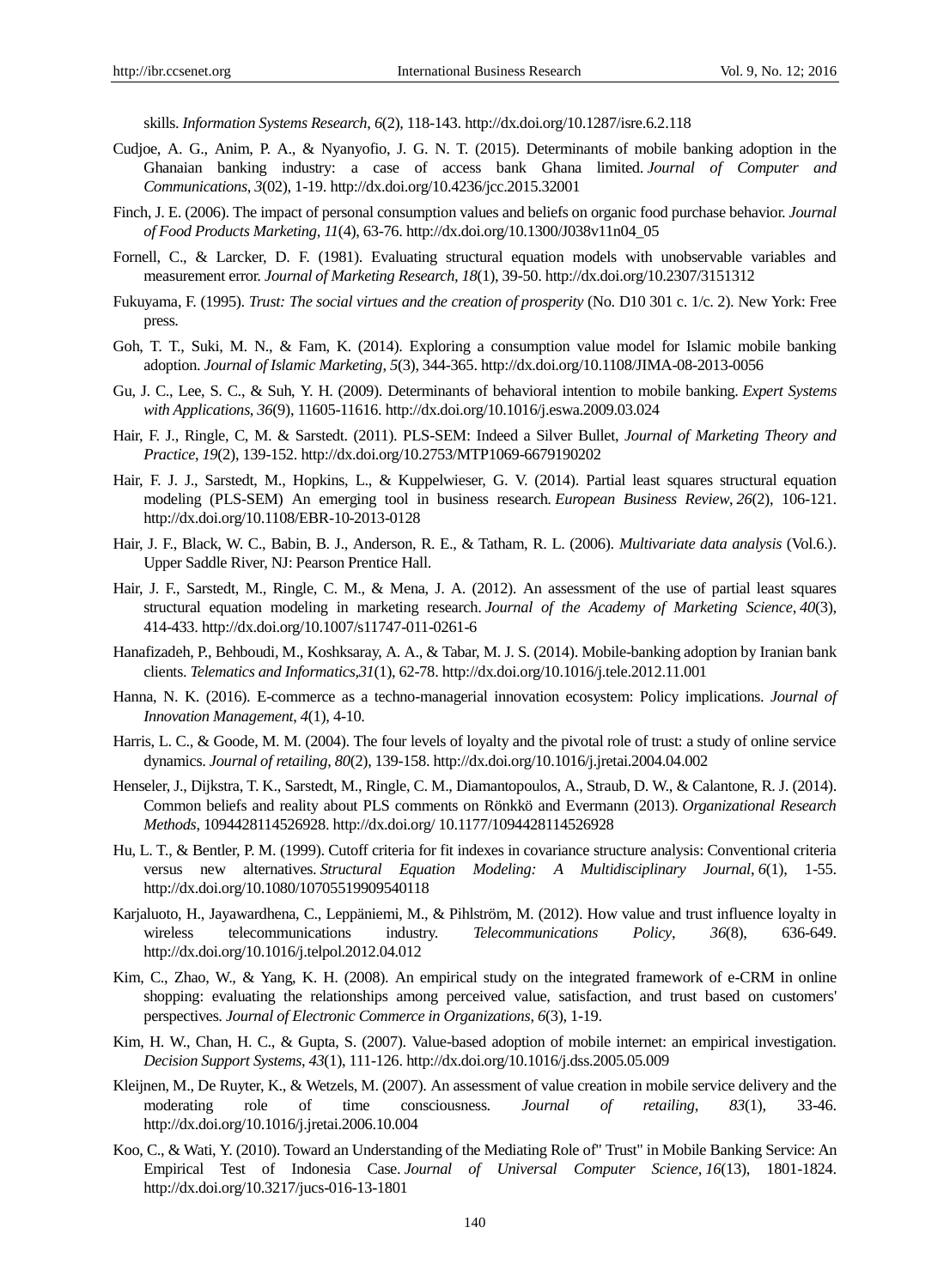skills. *Information Systems Research*, *6*(2), 118-143. http://dx.doi.org/10.1287/isre.6.2.118

Cudjoe, A. G., Anim, P. A., & Nyanyofio, J. G. N. T. (2015). Determinants of mobile banking adoption in the Ghanaian banking industry: a case of access bank Ghana limited. *Journal of Computer and Communications*, *3*(02), 1-19. http://dx.doi.org/10.4236/jcc.2015.32001

Finch, J. E. (2006). The impact of personal consumption values and beliefs on organic food purchase behavior. *Journal of Food Products Marketing*, *11*(4), 63-76. http://dx.doi.org/10.1300/J038v11n04_05

Fornell, C., & Larcker, D. F. (1981). Evaluating structural equation models with unobservable variables and measurement error. *Journal of Marketing Research*, *18*(1), 39-50. http://dx.doi.org/10.2307/3151312

Fukuyama, F. (1995). *Trust: The social virtues and the creation of prosperity* (No. D10 301 c. 1/c. 2). New York: Free press.

Goh, T. T., Suki, M. N., & Fam, K. (2014). Exploring a consumption value model for Islamic mobile banking adoption. *Journal of Islamic Marketing*, *5*(3), 344-365. http://dx.doi.org/10.1108/JIMA-08-2013-0056

Gu, J. C., Lee, S. C., & Suh, Y. H. (2009). Determinants of behavioral intention to mobile banking. *Expert Systems with Applications*, *36*(9), 11605-11616. http://dx.doi.org/10.1016/j.eswa.2009.03.024

Hair, F. J., Ringle, C, M. & Sarstedt. (2011). PLS-SEM: Indeed a Silver Bullet, *Journal of Marketing Theory and Practice*, *19*(2), 139-152. http://dx.doi.org/10.2753/MTP1069-6679190202

Hair, F. J. J., Sarstedt, M., Hopkins, L., & Kuppelwieser, G. V. (2014). Partial least squares structural equation modeling (PLS-SEM) An emerging tool in business research. *European Business Review*, *26*(2), 106-121. http://dx.doi.org/10.1108/EBR-10-2013-0128

Hair, J. F., Black, W. C., Babin, B. J., Anderson, R. E., & Tatham, R. L. (2006). *Multivariate data analysis* (Vol.6.). Upper Saddle River, NJ: Pearson Prentice Hall.

Hair, J. F., Sarstedt, M., Ringle, C. M., & Mena, J. A. (2012). An assessment of the use of partial least squares structural equation modeling in marketing research. *Journal of the Academy of Marketing Science*, *40*(3), 414-433. http://dx.doi.org/10.1007/s11747-011-0261-6

Hanafizadeh, P., Behboudi, M., Koshksaray, A. A., & Tabar, M. J. S. (2014). Mobile-banking adoption by Iranian bank clients. *Telematics and Informatics*,*31*(1), 62-78. http://dx.doi.org/10.1016/j.tele.2012.11.001

Hanna, N. K. (2016). E-commerce as a techno-managerial innovation ecosystem: Policy implications. *Journal of Innovation Management*, *4*(1), 4-10.

Harris, L. C., & Goode, M. M. (2004). The four levels of loyalty and the pivotal role of trust: a study of online service dynamics. *Journal of retailing*, *80*(2), 139-158. http://dx.doi.org/10.1016/j.jretai.2004.04.002

Henseler, J., Dijkstra, T. K., Sarstedt, M., Ringle, C. M., Diamantopoulos, A., Straub, D. W., & Calantone, R. J. (2014). Common beliefs and reality about PLS comments on Rönkkö and Evermann (2013). *Organizational Research Methods*, 1094428114526928. http://dx.doi.org/ 10.1177/1094428114526928

Hu, L. T., & Bentler, P. M. (1999). Cutoff criteria for fit indexes in covariance structure analysis: Conventional criteria versus new alternatives. *Structural Equation Modeling: A Multidisciplinary Journal*, *6*(1), 1-55. http://dx.doi.org/10.1080/10705519909540118

Karjaluoto, H., Jayawardhena, C., Leppäniemi, M., & Pihlström, M. (2012). How value and trust influence loyalty in wireless telecommunications industry. *Telecommunications Policy*, *36*(8), 636-649. http://dx.doi.org/10.1016/j.telpol.2012.04.012

Kim, C., Zhao, W., & Yang, K. H. (2008). An empirical study on the integrated framework of e-CRM in online shopping: evaluating the relationships among perceived value, satisfaction, and trust based on customers' perspectives. *Journal of Electronic Commerce in Organizations*, *6*(3), 1-19.

Kim, H. W., Chan, H. C., & Gupta, S. (2007). Value-based adoption of mobile internet: an empirical investigation. *Decision Support Systems*, *43*(1), 111-126. http://dx.doi.org/10.1016/j.dss.2005.05.009

Kleijnen, M., De Ruyter, K., & Wetzels, M. (2007). An assessment of value creation in mobile service delivery and the moderating role of time consciousness. *Journal of retailing*, *83*(1), 33-46. http://dx.doi.org/10.1016/j.jretai.2006.10.004

Koo, C., & Wati, Y. (2010). Toward an Understanding of the Mediating Role of" Trust" in Mobile Banking Service: An Empirical Test of Indonesia Case. *Journal of Universal Computer Science*, *16*(13), 1801-1824. http://dx.doi.org/10.3217/jucs-016-13-1801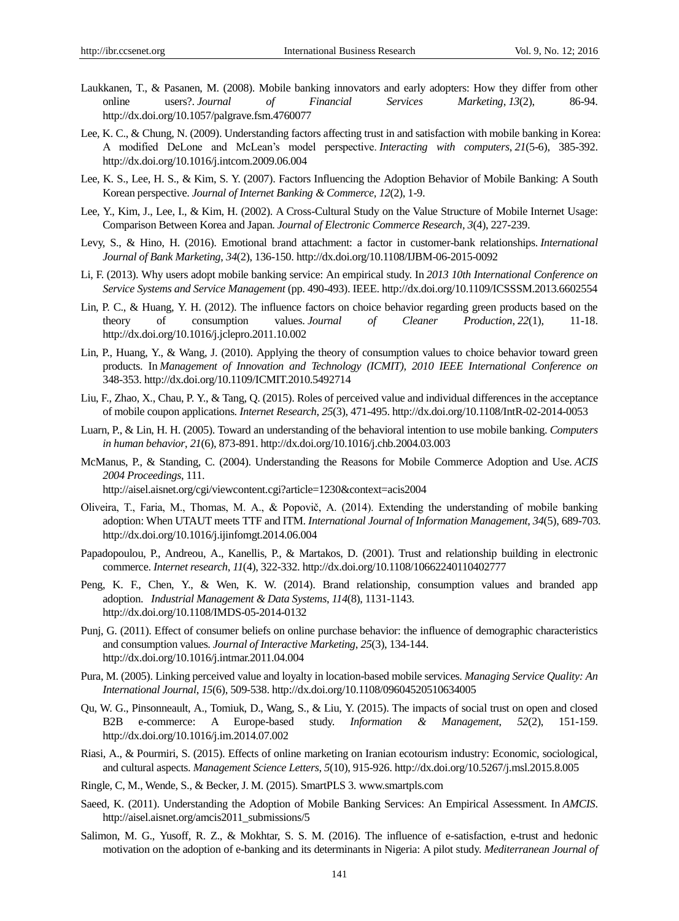Laukkanen, T., & Pasanen, M. (2008). Mobile banking innovators and early adopters: How they differ from other online users?. *Journal of Financial Services Marketing*, *13*(2), 86-94. http://dx.doi.org/10.1057/palgrave.fsm.4760077

Lee, K. C., & Chung, N. (2009). Understanding factors affecting trust in and satisfaction with mobile banking in Korea: A modified DeLone and McLean's model perspective. *Interacting with computers*, *21*(5-6), 385-392. http://dx.doi.org/10.1016/j.intcom.2009.06.004

Lee, K. S., Lee, H. S., & Kim, S. Y. (2007). Factors Influencing the Adoption Behavior of Mobile Banking: A South Korean perspective. *Journal of Internet Banking & Commerce, 12*(2), 1-9.

Lee, Y., Kim, J., Lee, I., & Kim, H. (2002). A Cross-Cultural Study on the Value Structure of Mobile Internet Usage: Comparison Between Korea and Japan. *Journal of Electronic Commerce Research, 3*(4), 227-239.

Levy, S., & Hino, H. (2016). Emotional brand attachment: a factor in customer-bank relationships. *International Journal of Bank Marketing, 34*(2), 136-150. http://dx.doi.org/10.1108/IJBM-06-2015-0092

Li, F. (2013). Why users adopt mobile banking service: An empirical study. In *2013 10th International Conference on Service Systems and Service Management* (pp. 490-493). IEEE. http://dx.doi.org/10.1109/ICSSSM.2013.6602554

Lin, P. C., & Huang, Y. H. (2012). The influence factors on choice behavior regarding green products based on the theory of consumption values. *Journal of Cleaner Production*, *22*(1), 11-18. http://dx.doi.org/10.1016/j.jclepro.2011.10.002

Lin, P., Huang, Y., & Wang, J. (2010). Applying the theory of consumption values to choice behavior toward green products. In *Management of Innovation and Technology (ICMIT), 2010 IEEE International Conference on* 348-353. http://dx.doi.org/10.1109/ICMIT.2010.5492714

Liu, F., Zhao, X., Chau, P. Y., & Tang, Q. (2015). Roles of perceived value and individual differences in the acceptance of mobile coupon applications. *Internet Research, 25*(3), 471-495. http://dx.doi.org/10.1108/IntR-02-2014-0053

Luarn, P., & Lin, H. H. (2005). Toward an understanding of the behavioral intention to use mobile banking. *Computers in human behavior, 21*(6), 873-891. http://dx.doi.org/10.1016/j.chb.2004.03.003

McManus, P., & Standing, C. (2004). Understanding the Reasons for Mobile Commerce Adoption and Use. *ACIS 2004 Proceedings*, 111. http://aisel.aisnet.org/cgi/viewcontent.cgi?article=1230&context=acis2004

Oliveira, T., Faria, M., Thomas, M. A., & Popovič, A. (2014). Extending the understanding of mobile banking adoption: When UTAUT meets TTF and ITM. *International Journal of Information Management*, *34*(5), 689-703. http://dx.doi.org/10.1016/j.ijinfomgt.2014.06.004

Papadopoulou, P., Andreou, A., Kanellis, P., & Martakos, D. (2001). Trust and relationship building in electronic commerce. *Internet research*, *11*(4), 322-332. http://dx.doi.org/10.1108/10662240110402777

Peng, K. F., Chen, Y., & Wen, K. W. (2014). Brand relationship, consumption values and branded app adoption. *Industrial Management & Data Systems*, *114*(8), 1131-1143. http://dx.doi.org/10.1108/IMDS-05-2014-0132

Punj, G. (2011). Effect of consumer beliefs on online purchase behavior: the influence of demographic characteristics and consumption values. *Journal of Interactive Marketing*, *25*(3), 134-144. http://dx.doi.org/10.1016/j.intmar.2011.04.004

Pura, M. (2005). Linking perceived value and loyalty in location-based mobile services. *Managing Service Quality: An International Journal*, *15*(6), 509-538. http://dx.doi.org/10.1108/09604520510634005

Qu, W. G., Pinsonneault, A., Tomiuk, D., Wang, S., & Liu, Y. (2015). The impacts of social trust on open and closed B2B e-commerce: A Europe-based study. *Information & Management*, *52*(2), 151-159. http://dx.doi.org/10.1016/j.im.2014.07.002

Riasi, A., & Pourmiri, S. (2015). Effects of online marketing on Iranian ecotourism industry: Economic, sociological, and cultural aspects. *Management Science Letters*, *5*(10), 915-926. http://dx.doi.org/10.5267/j.msl.2015.8.005

Ringle, C, M., Wende, S., & Becker, J. M. (2015). SmartPLS 3. www.smartpls.com

Saeed, K. (2011). Understanding the Adoption of Mobile Banking Services: An Empirical Assessment. In *AMCIS*. http://aisel.aisnet.org/amcis2011_submissions/5

Salimon, M. G., Yusoff, R. Z., & Mokhtar, S. S. M. (2016). The influence of e-satisfaction, e-trust and hedonic motivation on the adoption of e-banking and its determinants in Nigeria: A pilot study. *Mediterranean Journal of*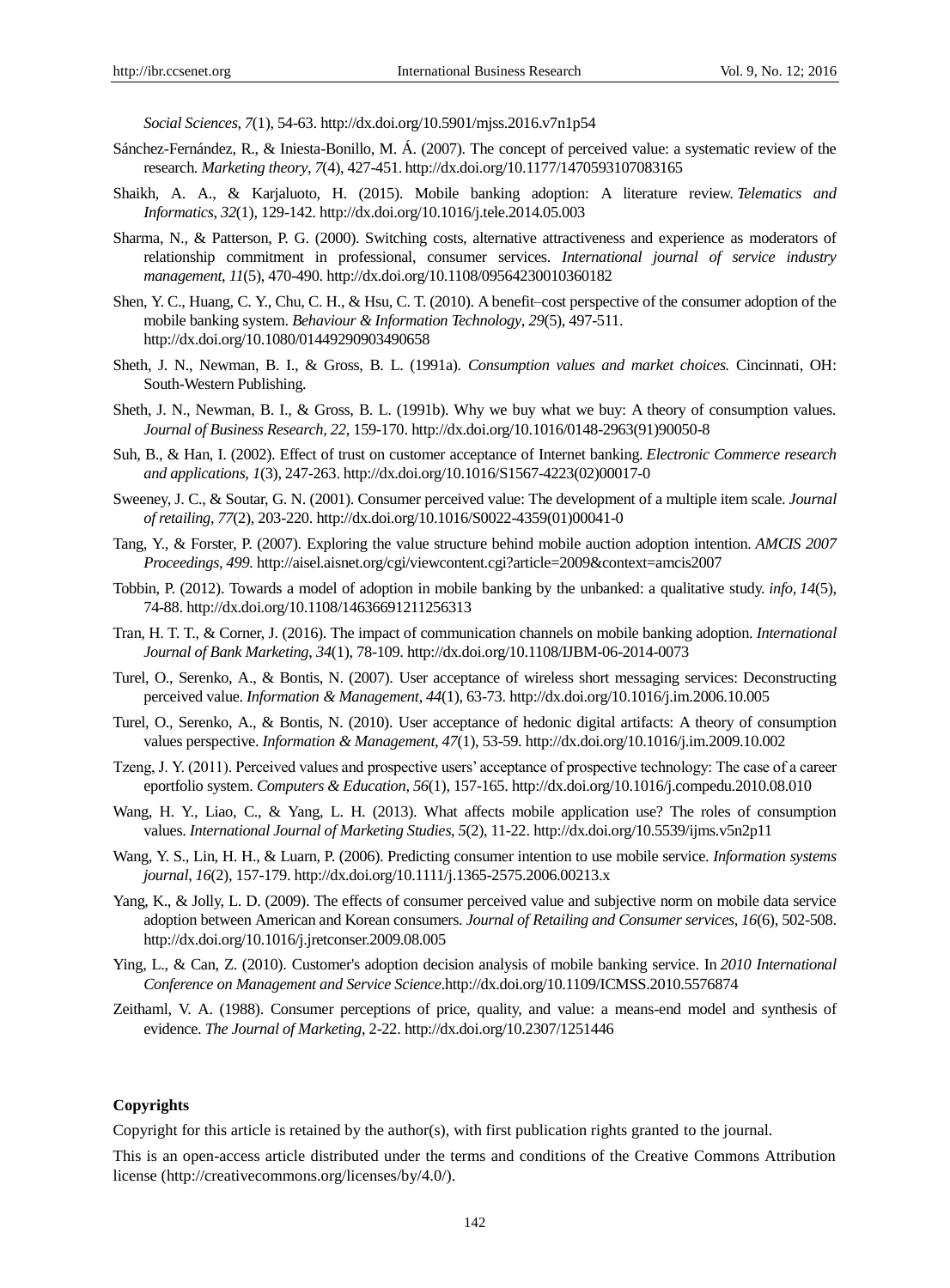*Social Sciences, 7*(1), 54-63. http://dx.doi.org/10.5901/mjss.2016.v7n1p54

Sánchez-Fernández, R., & Iniesta-Bonillo, M. Á. (2007). The concept of perceived value: a systematic review of the research. *Marketing theory*, *7*(4), 427-451. http://dx.doi.org/10.1177/1470593107083165

Shaikh, A. A., & Karjaluoto, H. (2015). Mobile banking adoption: A literature review. *Telematics and Informatics*, *32*(1), 129-142. http://dx.doi.org/10.1016/j.tele.2014.05.003

Sharma, N., & Patterson, P. G. (2000). Switching costs, alternative attractiveness and experience as moderators of relationship commitment in professional, consumer services. *International journal of service industry management*, *11*(5), 470-490. http://dx.doi.org/10.1108/09564230010360182

Shen, Y. C., Huang, C. Y., Chu, C. H., & Hsu, C. T. (2010). A benefit–cost perspective of the consumer adoption of the mobile banking system. *Behaviour & Information Technology*, *29*(5), 497-511. http://dx.doi.org/10.1080/01449290903490658

Sheth, J. N., Newman, B. I., & Gross, B. L. (1991a). *Consumption values and market choices.* Cincinnati, OH: South-Western Publishing.

Sheth, J. N., Newman, B. I., & Gross, B. L. (1991b). Why we buy what we buy: A theory of consumption values. *Journal of Business Research, 22,* 159-170. http://dx.doi.org/10.1016/0148-2963(91)90050-8

Suh, B., & Han, I. (2002). Effect of trust on customer acceptance of Internet banking. *Electronic Commerce research and applications*, *1*(3), 247-263. http://dx.doi.org/10.1016/S1567-4223(02)00017-0

Sweeney, J. C., & Soutar, G. N. (2001). Consumer perceived value: The development of a multiple item scale. *Journal of retailing*, *77*(2), 203-220. http://dx.doi.org/10.1016/S0022-4359(01)00041-0

Tang, Y., & Forster, P. (2007). Exploring the value structure behind mobile auction adoption intention. *AMCIS 2007 Proceedings*, *499.* http://aisel.aisnet.org/cgi/viewcontent.cgi?article=2009&context=amcis2007

Tobbin, P. (2012). Towards a model of adoption in mobile banking by the unbanked: a qualitative study. *info*, *14*(5), 74-88. http://dx.doi.org/10.1108/14636691211256313

Tran, H. T. T., & Corner, J. (2016). The impact of communication channels on mobile banking adoption. *International Journal of Bank Marketing*, *34*(1), 78-109. http://dx.doi.org/10.1108/IJBM-06-2014-0073

Turel, O., Serenko, A., & Bontis, N. (2007). User acceptance of wireless short messaging services: Deconstructing perceived value. *Information & Management*, *44*(1), 63-73. http://dx.doi.org/10.1016/j.im.2006.10.005

Turel, O., Serenko, A., & Bontis, N. (2010). User acceptance of hedonic digital artifacts: A theory of consumption values perspective. *Information & Management*, *47*(1), 53-59. http://dx.doi.org/10.1016/j.im.2009.10.002

Tzeng, J. Y. (2011). Perceived values and prospective users' acceptance of prospective technology: The case of a career eportfolio system. *Computers & Education*, *56*(1), 157-165. http://dx.doi.org/10.1016/j.compedu.2010.08.010

Wang, H. Y., Liao, C., & Yang, L. H. (2013). What affects mobile application use? The roles of consumption values. *International Journal of Marketing Studies*, *5*(2), 11-22. http://dx.doi.org/10.5539/ijms.v5n2p11

Wang, Y. S., Lin, H. H., & Luarn, P. (2006). Predicting consumer intention to use mobile service. *Information systems journal*, *16*(2), 157-179. http://dx.doi.org/10.1111/j.1365-2575.2006.00213.x

Yang, K., & Jolly, L. D. (2009). The effects of consumer perceived value and subjective norm on mobile data service adoption between American and Korean consumers. *Journal of Retailing and Consumer services*, *16*(6), 502-508. http://dx.doi.org/10.1016/j.jretconser.2009.08.005

Ying, L., & Can, Z. (2010). Customer's adoption decision analysis of mobile banking service. In *2010 International Conference on Management and Service Science*.http://dx.doi.org/10.1109/ICMSS.2010.5576874

Zeithaml, V. A. (1988). Consumer perceptions of price, quality, and value: a means-end model and synthesis of evidence. *The Journal of Marketing*, 2-22. http://dx.doi.org/10.2307/1251446

**Copyrights**

Copyright for this article is retained by the author(s), with first publication rights granted to the journal.

This is an open-access article distributed under the terms and conditions of the Creative Commons Attribution license (http://creativecommons.org/licenses/by/4.0/).